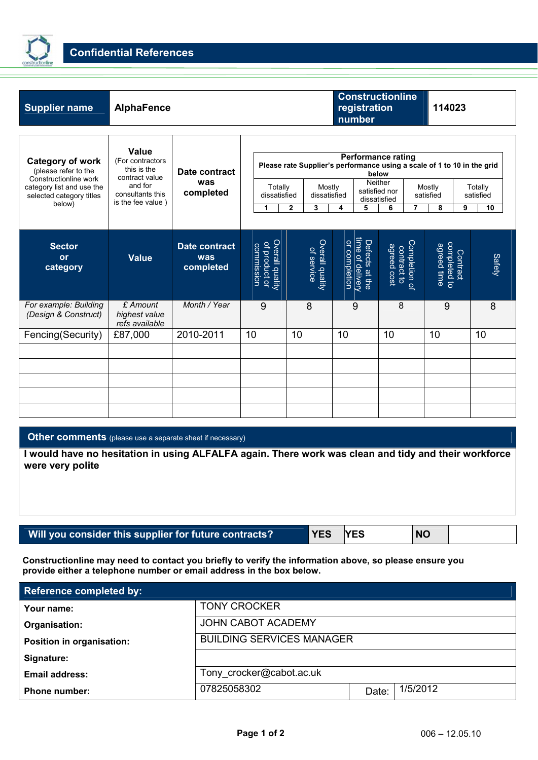# Confidential References

| Supplier name | AlphaFence | Constructionline registration number | 114023 |
|---|---|---|---|

| Category of work (please refer to the Constructionline work category list and use the selected category titles below) | Value (For contractors this is the contract value and for consultants this is the fee value ) | Date contract was completed | Performance rating<br>Please rate Supplier's performance using a scale of 1 to 10 in the grid below<br>Totally dissatisfied 1 2 / Mostly dissatisfied 3 4 / Neither satisfied nor dissatisfied 5 6 / Mostly satisfied 7 8 / Totally satisfied 9 10 | | | | | |
|---|---|---|---|---|---|---|---|---|
| **Sector or category** | **Value** | **Date contract was completed** | Overall quality of product or commission | Overall quality of service | Defects at the time of delivery or completion | Completion of contract to agreed cost | Contract completed to agreed time | Safety |
| *For example: Building (Design & Construct)* | *£ Amount highest value refs available* | *Month / Year* | 9 | 8 | 9 | 8 | 9 | 8 |
| Fencing(Security) | £87,000 | 2010-2011 | 10 | 10 | 10 | 10 | 10 | 10 |
| | | | | | | | | |
| | | | | | | | | |
| | | | | | | | | |
| | | | | | | | | |
| | | | | | | | | |

## Other comments (please use a separate sheet if necessary)

**I would have no hesitation in using ALFALFA again. There work was clean and tidy and their workforce were very polite**

| Will you consider this supplier for future contracts? | YES | YES | NO | |
|---|---|---|---|---|

**Constructionline may need to contact you briefly to verify the information above, so please ensure you provide either a telephone number or email address in the box below.**

## Reference completed by:

| | | | |
|---|---|---|---|
| **Your name:** | TONY CROCKER | | |
| **Organisation:** | JOHN CABOT ACADEMY | | |
| **Position in organisation:** | BUILDING SERVICES MANAGER | | |
| **Signature:** | | | |
| **Email address:** | Tony_crocker@cabot.ac.uk | | |
| **Phone number:** | 07825058302 | Date: | 1/5/2012 |

006 – 12.05.10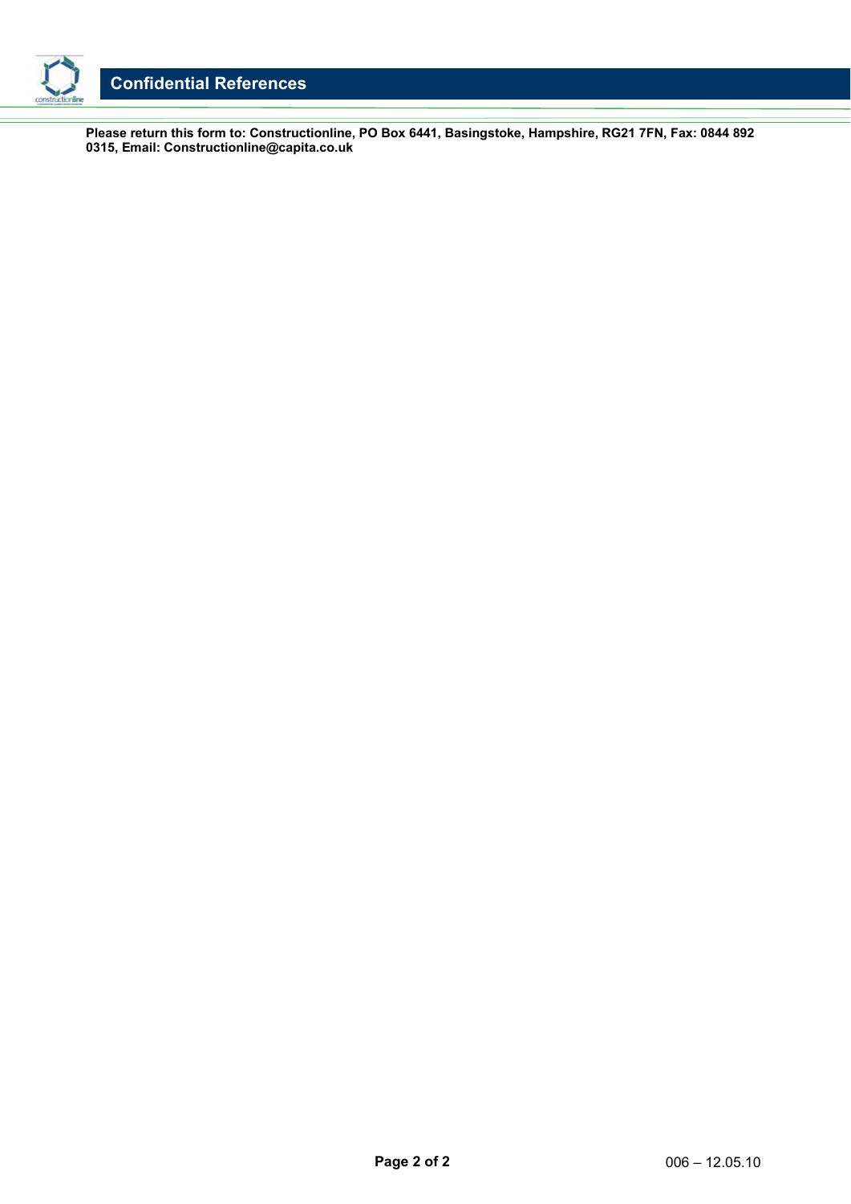## Confidential References

**Please return this form to: Constructionline, PO Box 6441, Basingstoke, Hampshire, RG21 7FN, Fax: 0844 892 0315, Email: Constructionline@capita.co.uk**

006 – 12.05.10